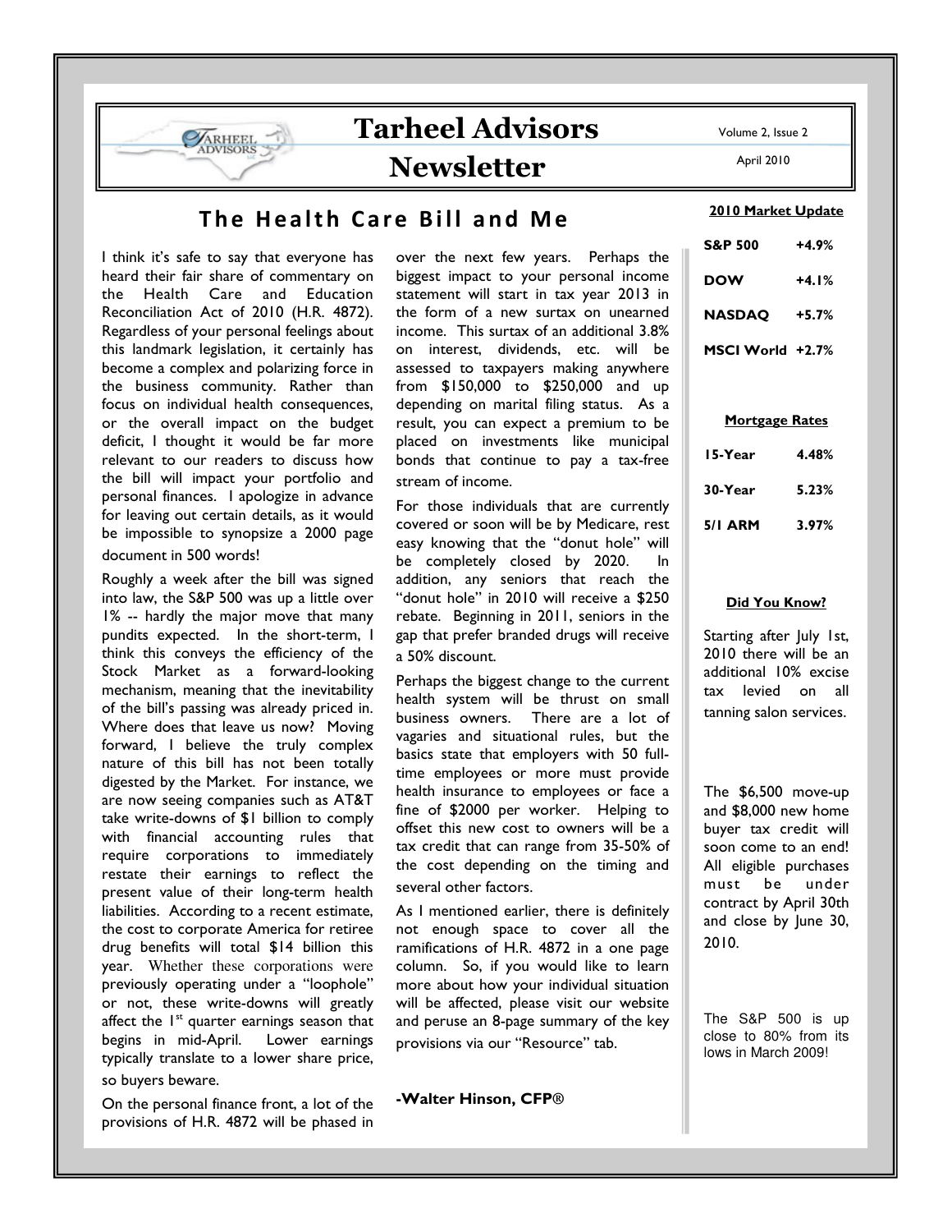# Tarheel Advisors Newsletter

Volume 2, Issue 2

April 2010

## The Health Care Bill and Me

I think it's safe to say that everyone has heard their fair share of commentary on the Health Care and Education Reconciliation Act of 2010 (H.R. 4872). Regardless of your personal feelings about this landmark legislation, it certainly has become a complex and polarizing force in the business community. Rather than focus on individual health consequences, or the overall impact on the budget deficit, I thought it would be far more relevant to our readers to discuss how the bill will impact your portfolio and personal finances. I apologize in advance for leaving out certain details, as it would be impossible to synopsize a 2000 page document in 500 words!

Roughly a week after the bill was signed into law, the S&P 500 was up a little over 1% -- hardly the major move that many pundits expected. In the short-term, I think this conveys the efficiency of the Stock Market as a forward-looking mechanism, meaning that the inevitability of the bill's passing was already priced in. Where does that leave us now? Moving forward, I believe the truly complex nature of this bill has not been totally digested by the Market. For instance, we are now seeing companies such as AT&T take write-downs of $1 billion to comply with financial accounting rules that require corporations to immediately restate their earnings to reflect the present value of their long-term health liabilities. According to a recent estimate, the cost to corporate America for retiree drug benefits will total $14 billion this year. Whether these corporations were previously operating under a "loophole" or not, these write-downs will greatly affect the 1st quarter earnings season that begins in mid-April. Lower earnings typically translate to a lower share price, so buyers beware.

On the personal finance front, a lot of the provisions of H.R. 4872 will be phased in over the next few years. Perhaps the biggest impact to your personal income statement will start in tax year 2013 in the form of a new surtax on unearned income. This surtax of an additional 3.8% on interest, dividends, etc. will be assessed to taxpayers making anywhere from $150,000 to $250,000 and up depending on marital filing status. As a result, you can expect a premium to be placed on investments like municipal bonds that continue to pay a tax-free stream of income.

For those individuals that are currently covered or soon will be by Medicare, rest easy knowing that the "donut hole" will be completely closed by 2020. In addition, any seniors that reach the "donut hole" in 2010 will receive a $250 rebate. Beginning in 2011, seniors in the gap that prefer branded drugs will receive a 50% discount.

Perhaps the biggest change to the current health system will be thrust on small business owners. There are a lot of vagaries and situational rules, but the basics state that employers with 50 full-time employees or more must provide health insurance to employees or face a fine of $2000 per worker. Helping to offset this new cost to owners will be a tax credit that can range from 35-50% of the cost depending on the timing and several other factors.

As I mentioned earlier, there is definitely not enough space to cover all the ramifications of H.R. 4872 in a one page column. So, if you would like to learn more about how your individual situation will be affected, please visit our website and peruse an 8-page summary of the key provisions via our "Resource" tab.

**-Walter Hinson, CFP®**

### 2010 Market Update

| Index | Change |
|---|---|
| S&P 500 | +4.9% |
| DOW | +4.1% |
| NASDAQ | +5.7% |
| MSCI World | +2.7% |

### Mortgage Rates

| Term | Rate |
|---|---|
| 15-Year | 4.48% |
| 30-Year | 5.23% |
| 5/1 ARM | 3.97% |

### Did You Know?

Starting after July 1st, 2010 there will be an additional 10% excise tax levied on all tanning salon services.

The $6,500 move-up and $8,000 new home buyer tax credit will soon come to an end! All eligible purchases must be under contract by April 30th and close by June 30, 2010.

The S&P 500 is up close to 80% from its lows in March 2009!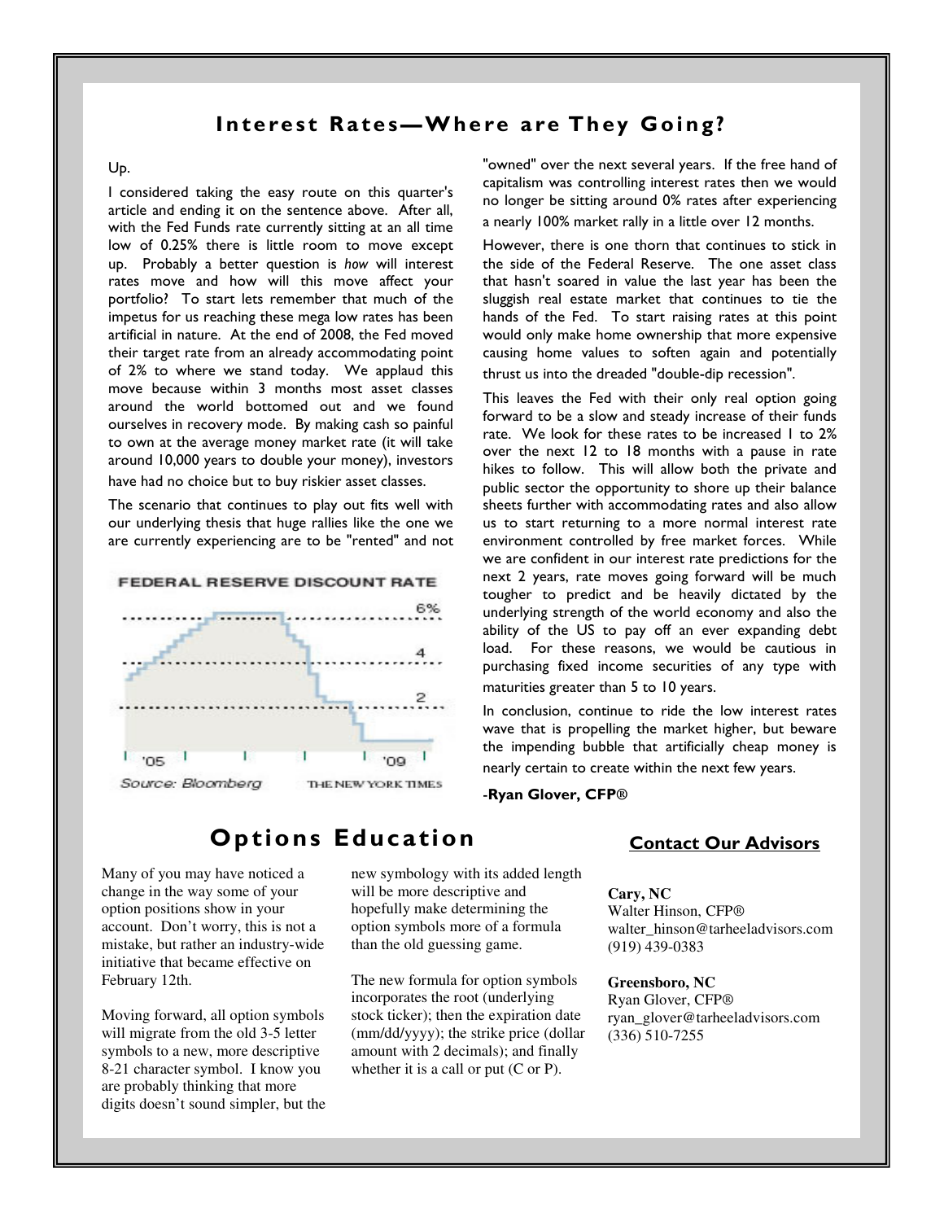## Interest Rates—Where are They Going?

Up.

I considered taking the easy route on this quarter's article and ending it on the sentence above. After all, with the Fed Funds rate currently sitting at an all time low of 0.25% there is little room to move except up. Probably a better question is *how* will interest rates move and how will this move affect your portfolio? To start lets remember that much of the impetus for us reaching these mega low rates has been artificial in nature. At the end of 2008, the Fed moved their target rate from an already accommodating point of 2% to where we stand today. We applaud this move because within 3 months most asset classes around the world bottomed out and we found ourselves in recovery mode. By making cash so painful to own at the average money market rate (it will take around 10,000 years to double your money), investors have had no choice but to buy riskier asset classes.

The scenario that continues to play out fits well with our underlying thesis that huge rallies like the one we are currently experiencing are to be "rented" and not "owned" over the next several years. If the free hand of capitalism was controlling interest rates then we would no longer be sitting around 0% rates after experiencing a nearly 100% market rally in a little over 12 months.

FEDERAL RESERVE DISCOUNT RATE

6%

4

2

'05

'09

Source: Bloomberg

THE NEW YORK TIMES

However, there is one thorn that continues to stick in the side of the Federal Reserve. The one asset class that hasn't soared in value the last year has been the sluggish real estate market that continues to tie the hands of the Fed. To start raising rates at this point would only make home ownership that more expensive causing home values to soften again and potentially thrust us into the dreaded "double-dip recession".

This leaves the Fed with their only real option going forward to be a slow and steady increase of their funds rate. We look for these rates to be increased 1 to 2% over the next 12 to 18 months with a pause in rate hikes to follow. This will allow both the private and public sector the opportunity to shore up their balance sheets further with accommodating rates and also allow us to start returning to a more normal interest rate environment controlled by free market forces. While we are confident in our interest rate predictions for the next 2 years, rate moves going forward will be much tougher to predict and be heavily dictated by the underlying strength of the world economy and also the ability of the US to pay off an ever expanding debt load. For these reasons, we would be cautious in purchasing fixed income securities of any type with maturities greater than 5 to 10 years.

In conclusion, continue to ride the low interest rates wave that is propelling the market higher, but beware the impending bubble that artificially cheap money is nearly certain to create within the next few years.

**-Ryan Glover, CFP®**

## Options Education

Many of you may have noticed a change in the way some of your option positions show in your account. Don't worry, this is not a mistake, but rather an industry-wide initiative that became effective on February 12th.

Moving forward, all option symbols will migrate from the old 3-5 letter symbols to a new, more descriptive 8-21 character symbol. I know you are probably thinking that more digits doesn't sound simpler, but the new symbology with its added length will be more descriptive and hopefully make determining the option symbols more of a formula than the old guessing game.

The new formula for option symbols incorporates the root (underlying stock ticker); then the expiration date (mm/dd/yyyy); the strike price (dollar amount with 2 decimals); and finally whether it is a call or put (C or P).

## Contact Our Advisors

**Cary, NC**
Walter Hinson, CFP®
walter_hinson@tarheeladvisors.com
(919) 439-0383

**Greensboro, NC**
Ryan Glover, CFP®
ryan_glover@tarheeladvisors.com
(336) 510-7255